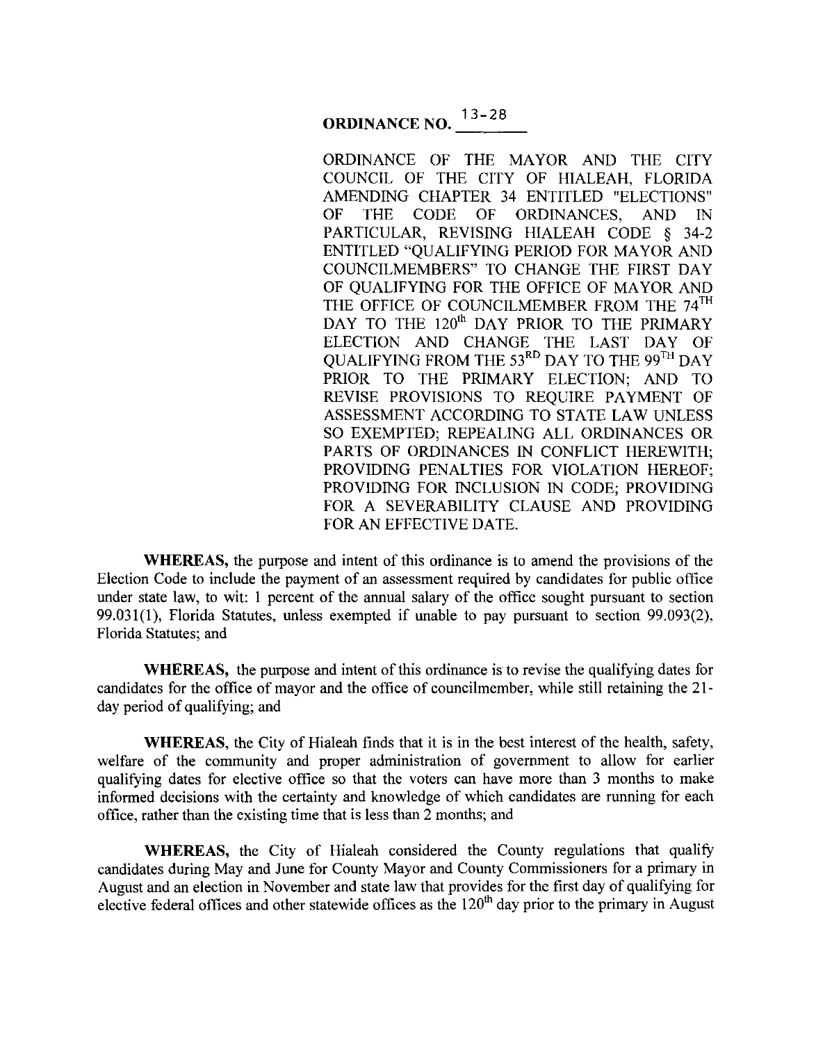# ORDINANCE NO. 13-28

ORDINANCE OF THE MAYOR AND THE CITY COUNCIL OF THE CITY OF HIALEAH, FLORIDA AMENDING CHAPTER 34 ENTITLED "ELECTIONS" OF THE CODE OF ORDINANCES, AND IN PARTICULAR, REVISING HIALEAH CODE § 34-2 ENTITLED "QUALIFYING PERIOD FOR MAYOR AND COUNCILMEMBERS" TO CHANGE THE FIRST DAY OF QUALIFYING FOR THE OFFICE OF MAYOR AND THE OFFICE OF COUNCILMEMBER FROM THE 74$^{TH}$ DAY TO THE 120$^{th}$ DAY PRIOR TO THE PRIMARY ELECTION AND CHANGE THE LAST DAY OF QUALIFYING FROM THE 53$^{RD}$ DAY TO THE 99$^{TH}$ DAY PRIOR TO THE PRIMARY ELECTION; AND TO REVISE PROVISIONS TO REQUIRE PAYMENT OF ASSESSMENT ACCORDING TO STATE LAW UNLESS SO EXEMPTED; REPEALING ALL ORDINANCES OR PARTS OF ORDINANCES IN CONFLICT HEREWITH; PROVIDING PENALTIES FOR VIOLATION HEREOF; PROVIDING FOR INCLUSION IN CODE; PROVIDING FOR A SEVERABILITY CLAUSE AND PROVIDING FOR AN EFFECTIVE DATE.

**WHEREAS,** the purpose and intent of this ordinance is to amend the provisions of the Election Code to include the payment of an assessment required by candidates for public office under state law, to wit: 1 percent of the annual salary of the office sought pursuant to section 99.031(1), Florida Statutes, unless exempted if unable to pay pursuant to section 99.093(2), Florida Statutes; and

**WHEREAS,** the purpose and intent of this ordinance is to revise the qualifying dates for candidates for the office of mayor and the office of councilmember, while still retaining the 21-day period of qualifying; and

**WHEREAS,** the City of Hialeah finds that it is in the best interest of the health, safety, welfare of the community and proper administration of government to allow for earlier qualifying dates for elective office so that the voters can have more than 3 months to make informed decisions with the certainty and knowledge of which candidates are running for each office, rather than the existing time that is less than 2 months; and

**WHEREAS,** the City of Hialeah considered the County regulations that qualify candidates during May and June for County Mayor and County Commissioners for a primary in August and an election in November and state law that provides for the first day of qualifying for elective federal offices and other statewide offices as the 120$^{th}$ day prior to the primary in August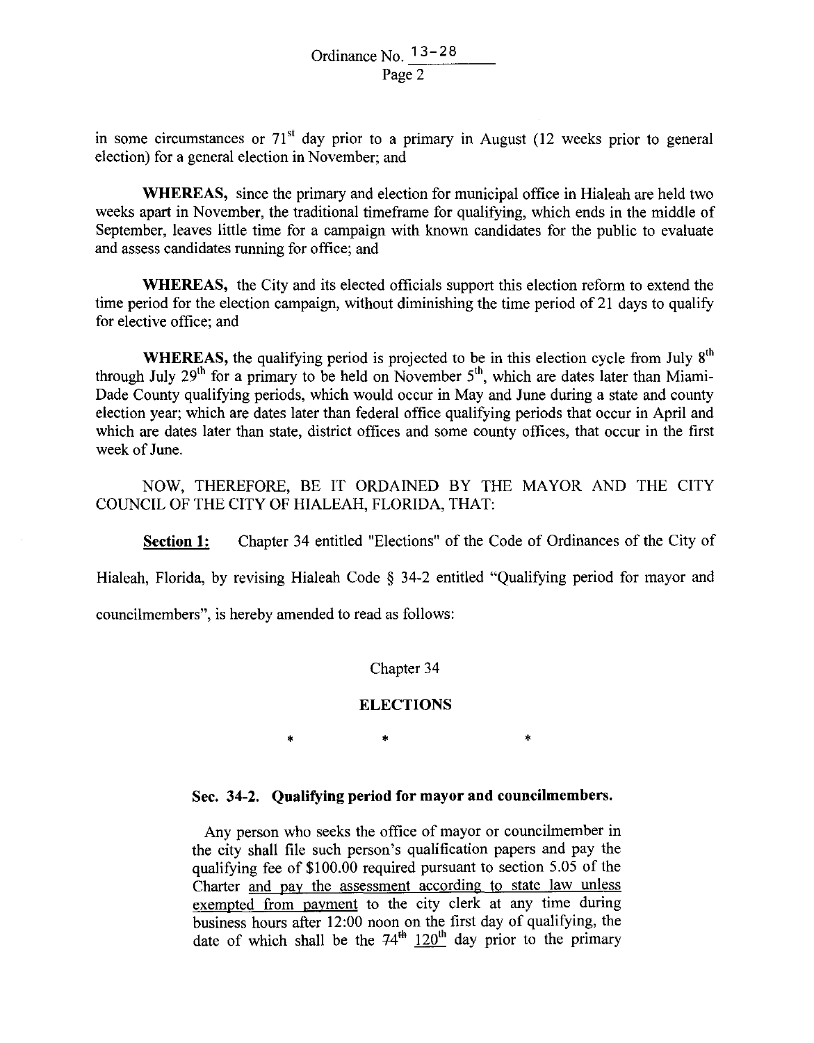in some circumstances or 71st day prior to a primary in August (12 weeks prior to general election) for a general election in November; and

**WHEREAS,** since the primary and election for municipal office in Hialeah are held two weeks apart in November, the traditional timeframe for qualifying, which ends in the middle of September, leaves little time for a campaign with known candidates for the public to evaluate and assess candidates running for office; and

**WHEREAS,** the City and its elected officials support this election reform to extend the time period for the election campaign, without diminishing the time period of 21 days to qualify for elective office; and

**WHEREAS,** the qualifying period is projected to be in this election cycle from July 8th through July 29th for a primary to be held on November 5th, which are dates later than Miami-Dade County qualifying periods, which would occur in May and June during a state and county election year; which are dates later than federal office qualifying periods that occur in April and which are dates later than state, district offices and some county offices, that occur in the first week of June.

NOW, THEREFORE, BE IT ORDAINED BY THE MAYOR AND THE CITY COUNCIL OF THE CITY OF HIALEAH, FLORIDA, THAT:

**Section 1:** Chapter 34 entitled "Elections" of the Code of Ordinances of the City of Hialeah, Florida, by revising Hialeah Code § 34-2 entitled "Qualifying period for mayor and councilmembers", is hereby amended to read as follows:

Chapter 34

**ELECTIONS**

\* \* \*

**Sec. 34-2. Qualifying period for mayor and councilmembers.**

Any person who seeks the office of mayor or councilmember in the city shall file such person's qualification papers and pay the qualifying fee of $100.00 required pursuant to section 5.05 of the Charter <u>and pay the assessment according to state law unless exempted from payment</u> to the city clerk at any time during business hours after 12:00 noon on the first day of qualifying, the date of which shall be the ~~74th~~ <u>120th</u> day prior to the primary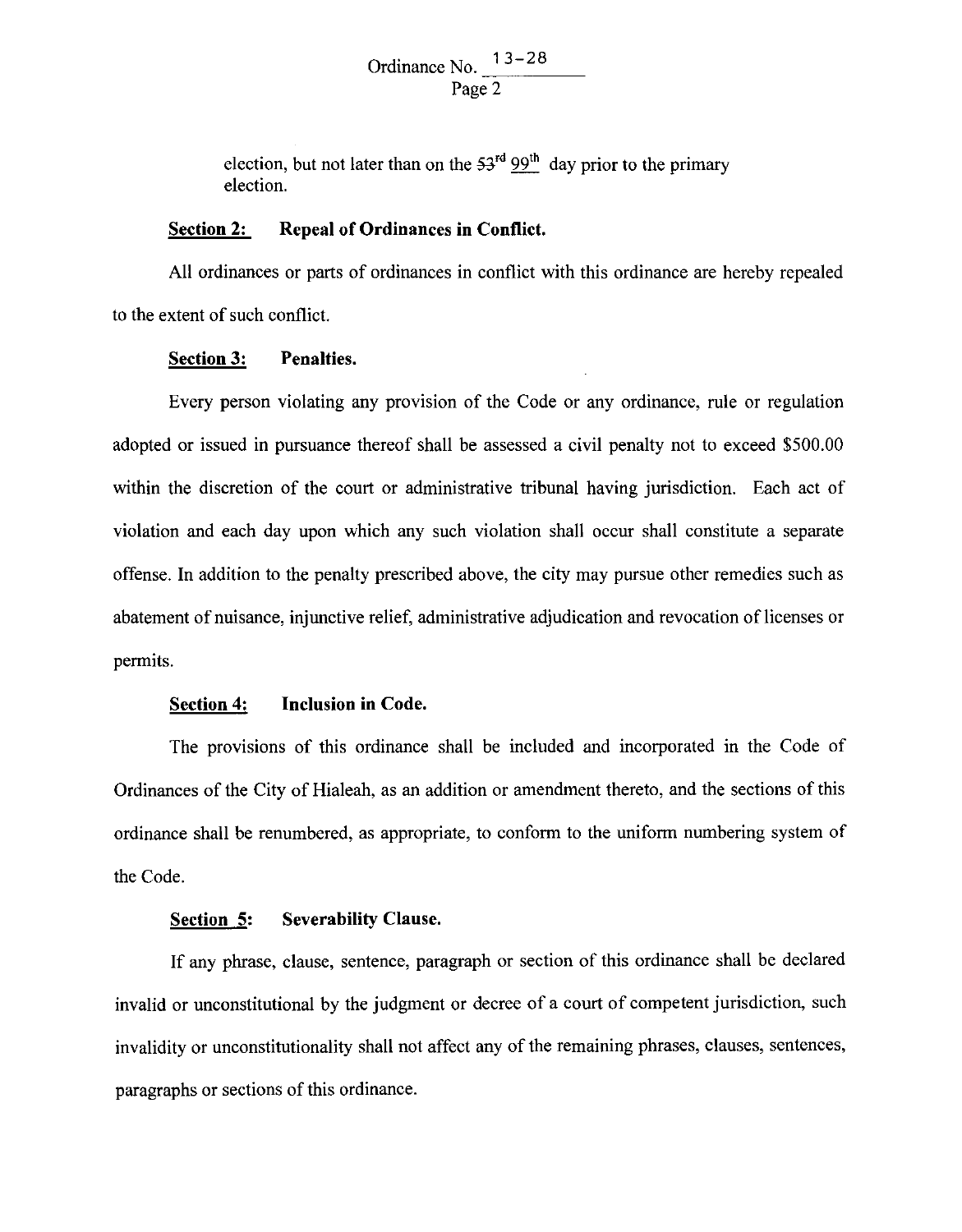election, but not later than on the ~~53rd~~ <u>99th</u> day prior to the primary election.

**<u>Section 2:</u> Repeal of Ordinances in Conflict.**

All ordinances or parts of ordinances in conflict with this ordinance are hereby repealed to the extent of such conflict.

**<u>Section 3:</u> Penalties.**

Every person violating any provision of the Code or any ordinance, rule or regulation adopted or issued in pursuance thereof shall be assessed a civil penalty not to exceed $500.00 within the discretion of the court or administrative tribunal having jurisdiction. Each act of violation and each day upon which any such violation shall occur shall constitute a separate offense. In addition to the penalty prescribed above, the city may pursue other remedies such as abatement of nuisance, injunctive relief, administrative adjudication and revocation of licenses or permits.

**<u>Section 4:</u> Inclusion in Code.**

The provisions of this ordinance shall be included and incorporated in the Code of Ordinances of the City of Hialeah, as an addition or amendment thereto, and the sections of this ordinance shall be renumbered, as appropriate, to conform to the uniform numbering system of the Code.

**<u>Section 5:</u> Severability Clause.**

If any phrase, clause, sentence, paragraph or section of this ordinance shall be declared invalid or unconstitutional by the judgment or decree of a court of competent jurisdiction, such invalidity or unconstitutionality shall not affect any of the remaining phrases, clauses, sentences, paragraphs or sections of this ordinance.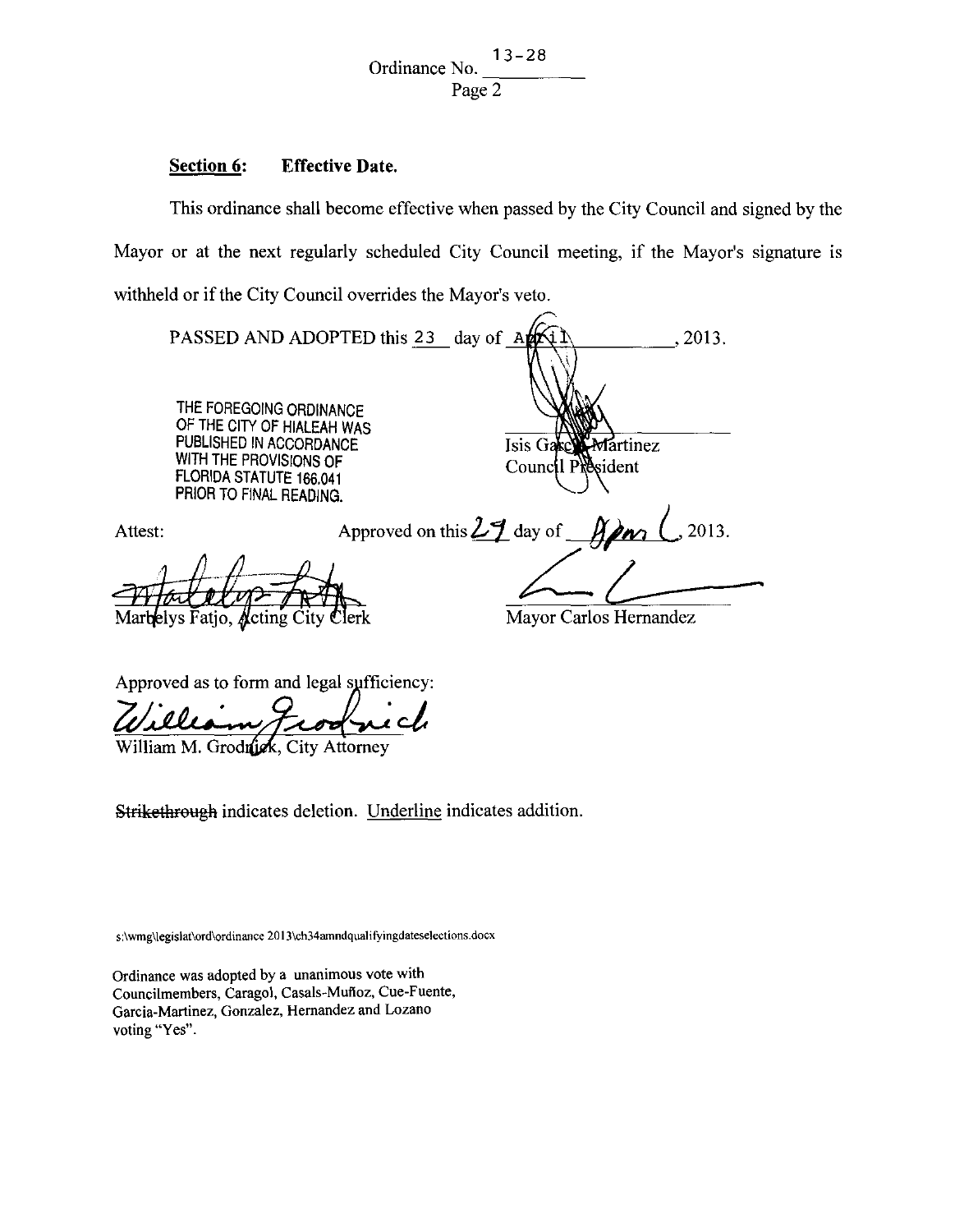Ordinance No. 13-28
Page 2

**Section 6: Effective Date.**

This ordinance shall become effective when passed by the City Council and signed by the Mayor or at the next regularly scheduled City Council meeting, if the Mayor's signature is withheld or if the City Council overrides the Mayor's veto.

PASSED AND ADOPTED this 23 day of April, 2013.

THE FOREGOING ORDINANCE OF THE CITY OF HIALEAH WAS PUBLISHED IN ACCORDANCE WITH THE PROVISIONS OF FLORIDA STATUTE 166.041 PRIOR TO FINAL READING.

Isis Garcia-Martinez
Council President

Attest:

Approved on this 29 day of April, 2013.

Marbelys Fatjo, Acting City Clerk

Mayor Carlos Hernandez

Approved as to form and legal sufficiency:

William M. Grodnick, City Attorney

~~Strikethrough~~ indicates deletion. <u>Underline</u> indicates addition.

s:\wmg\legislat\ord\ordinance 2013\ch34amndqualifyingdateselections.docx

Ordinance was adopted by a unanimous vote with Councilmembers, Caragol, Casals-Muñoz, Cue-Fuente, Garcia-Martinez, Gonzalez, Hernandez and Lozano voting "Yes".